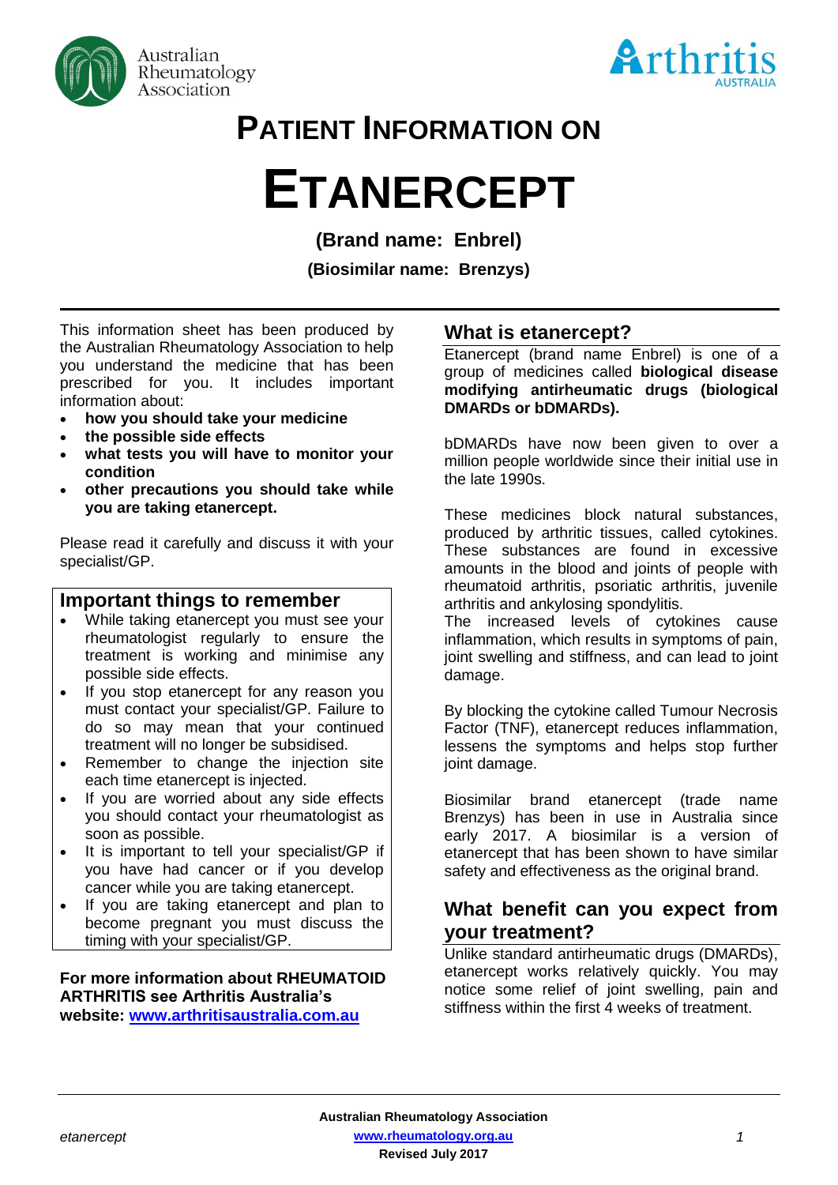Australian Rheumatology Association

Arthritis AUSTRALIA

# PATIENT INFORMATION ON

# ETANERCEPT

**(Brand name: Enbrel)**

**(Biosimilar name: Brenzys)**

This information sheet has been produced by the Australian Rheumatology Association to help you understand the medicine that has been prescribed for you. It includes important information about:

- **how you should take your medicine**
- **the possible side effects**
- **what tests you will have to monitor your condition**
- **other precautions you should take while you are taking etanercept.**

Please read it carefully and discuss it with your specialist/GP.

## Important things to remember

- While taking etanercept you must see your rheumatologist regularly to ensure the treatment is working and minimise any possible side effects.
- If you stop etanercept for any reason you must contact your specialist/GP. Failure to do so may mean that your continued treatment will no longer be subsidised.
- Remember to change the injection site each time etanercept is injected.
- If you are worried about any side effects you should contact your rheumatologist as soon as possible.
- It is important to tell your specialist/GP if you have had cancer or if you develop cancer while you are taking etanercept.
- If you are taking etanercept and plan to become pregnant you must discuss the timing with your specialist/GP.

**For more information about RHEUMATOID ARTHRITIS see Arthritis Australia's website: [www.arthritisaustralia.com.au](http://www.arthritisaustralia.com.au)**

## What is etanercept?

Etanercept (brand name Enbrel) is one of a group of medicines called **biological disease modifying antirheumatic drugs (biological DMARDs or bDMARDs).**

bDMARDs have now been given to over a million people worldwide since their initial use in the late 1990s.

These medicines block natural substances, produced by arthritic tissues, called cytokines. These substances are found in excessive amounts in the blood and joints of people with rheumatoid arthritis, psoriatic arthritis, juvenile arthritis and ankylosing spondylitis.

The increased levels of cytokines cause inflammation, which results in symptoms of pain, joint swelling and stiffness, and can lead to joint damage.

By blocking the cytokine called Tumour Necrosis Factor (TNF), etanercept reduces inflammation, lessens the symptoms and helps stop further joint damage.

Biosimilar brand etanercept (trade name Brenzys) has been in use in Australia since early 2017. A biosimilar is a version of etanercept that has been shown to have similar safety and effectiveness as the original brand.

## What benefit can you expect from your treatment?

Unlike standard antirheumatic drugs (DMARDs), etanercept works relatively quickly. You may notice some relief of joint swelling, pain and stiffness within the first 4 weeks of treatment.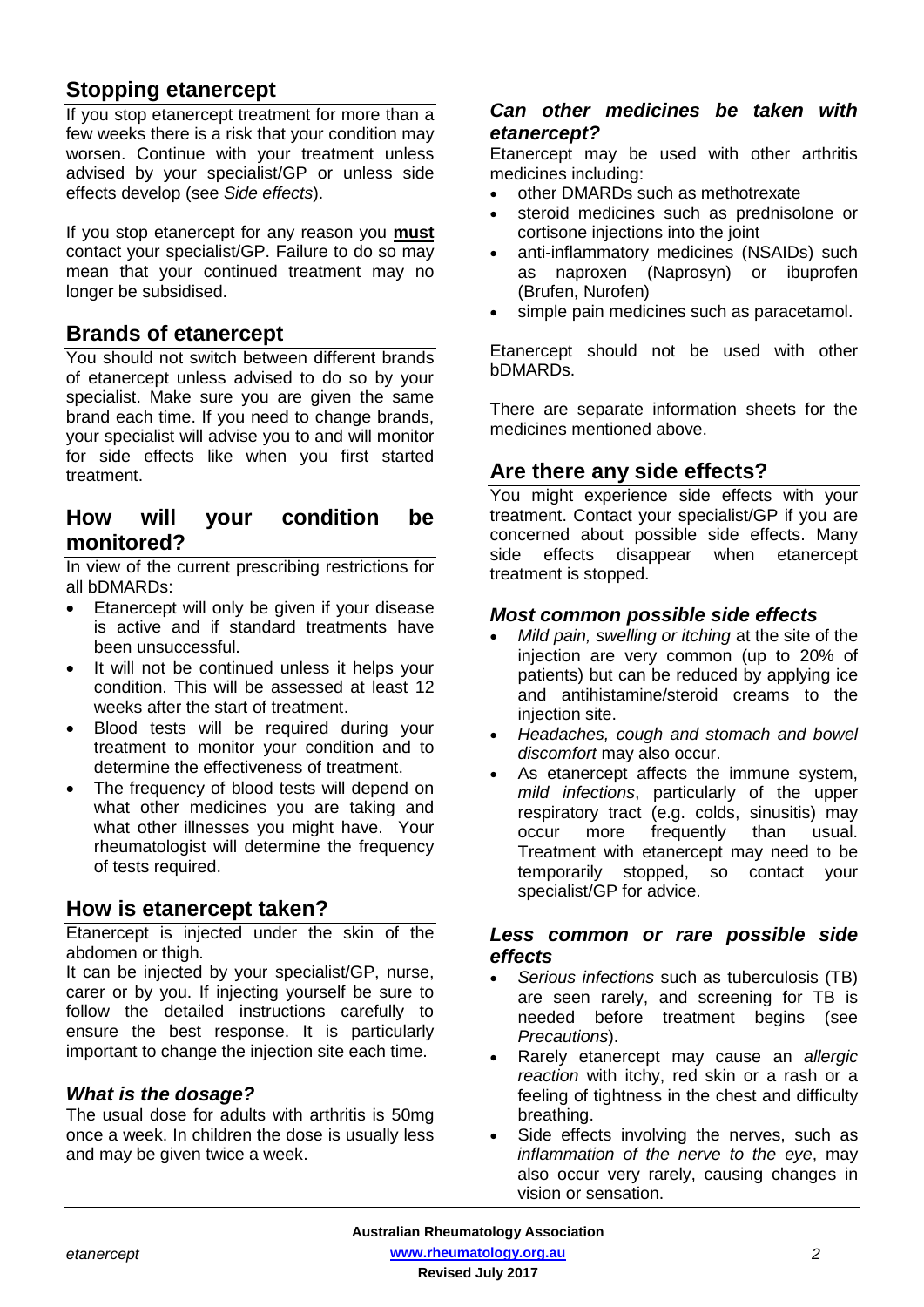## Stopping etanercept

If you stop etanercept treatment for more than a few weeks there is a risk that your condition may worsen. Continue with your treatment unless advised by your specialist/GP or unless side effects develop (see *Side effects*).

If you stop etanercept for any reason you **must** contact your specialist/GP. Failure to do so may mean that your continued treatment may no longer be subsidised.

## Brands of etanercept

You should not switch between different brands of etanercept unless advised to do so by your specialist. Make sure you are given the same brand each time. If you need to change brands, your specialist will advise you to and will monitor for side effects like when you first started treatment.

## How will your condition be monitored?

In view of the current prescribing restrictions for all bDMARDs:

- Etanercept will only be given if your disease is active and if standard treatments have been unsuccessful.
- It will not be continued unless it helps your condition. This will be assessed at least 12 weeks after the start of treatment.
- Blood tests will be required during your treatment to monitor your condition and to determine the effectiveness of treatment.
- The frequency of blood tests will depend on what other medicines you are taking and what other illnesses you might have. Your rheumatologist will determine the frequency of tests required.

## How is etanercept taken?

Etanercept is injected under the skin of the abdomen or thigh.

It can be injected by your specialist/GP, nurse, carer or by you. If injecting yourself be sure to follow the detailed instructions carefully to ensure the best response. It is particularly important to change the injection site each time.

### *What is the dosage?*

The usual dose for adults with arthritis is 50mg once a week. In children the dose is usually less and may be given twice a week.

### *Can other medicines be taken with etanercept?*

Etanercept may be used with other arthritis medicines including:

- other DMARDs such as methotrexate
- steroid medicines such as prednisolone or cortisone injections into the joint
- anti-inflammatory medicines (NSAIDs) such as naproxen (Naprosyn) or ibuprofen (Brufen, Nurofen)
- simple pain medicines such as paracetamol.

Etanercept should not be used with other bDMARDs.

There are separate information sheets for the medicines mentioned above.

## Are there any side effects?

You might experience side effects with your treatment. Contact your specialist/GP if you are concerned about possible side effects. Many side effects disappear when etanercept treatment is stopped.

### *Most common possible side effects*

- *Mild pain, swelling or itching* at the site of the injection are very common (up to 20% of patients) but can be reduced by applying ice and antihistamine/steroid creams to the injection site.
- *Headaches, cough and stomach and bowel discomfort* may also occur.
- As etanercept affects the immune system, *mild infections*, particularly of the upper respiratory tract (e.g. colds, sinusitis) may occur more frequently than usual. Treatment with etanercept may need to be temporarily stopped, so contact your specialist/GP for advice.

### *Less common or rare possible side effects*

- *Serious infections* such as tuberculosis (TB) are seen rarely, and screening for TB is needed before treatment begins (see *Precautions*).
- Rarely etanercept may cause an *allergic reaction* with itchy, red skin or a rash or a feeling of tightness in the chest and difficulty breathing.
- Side effects involving the nerves, such as *inflammation of the nerve to the eye*, may also occur very rarely, causing changes in vision or sensation.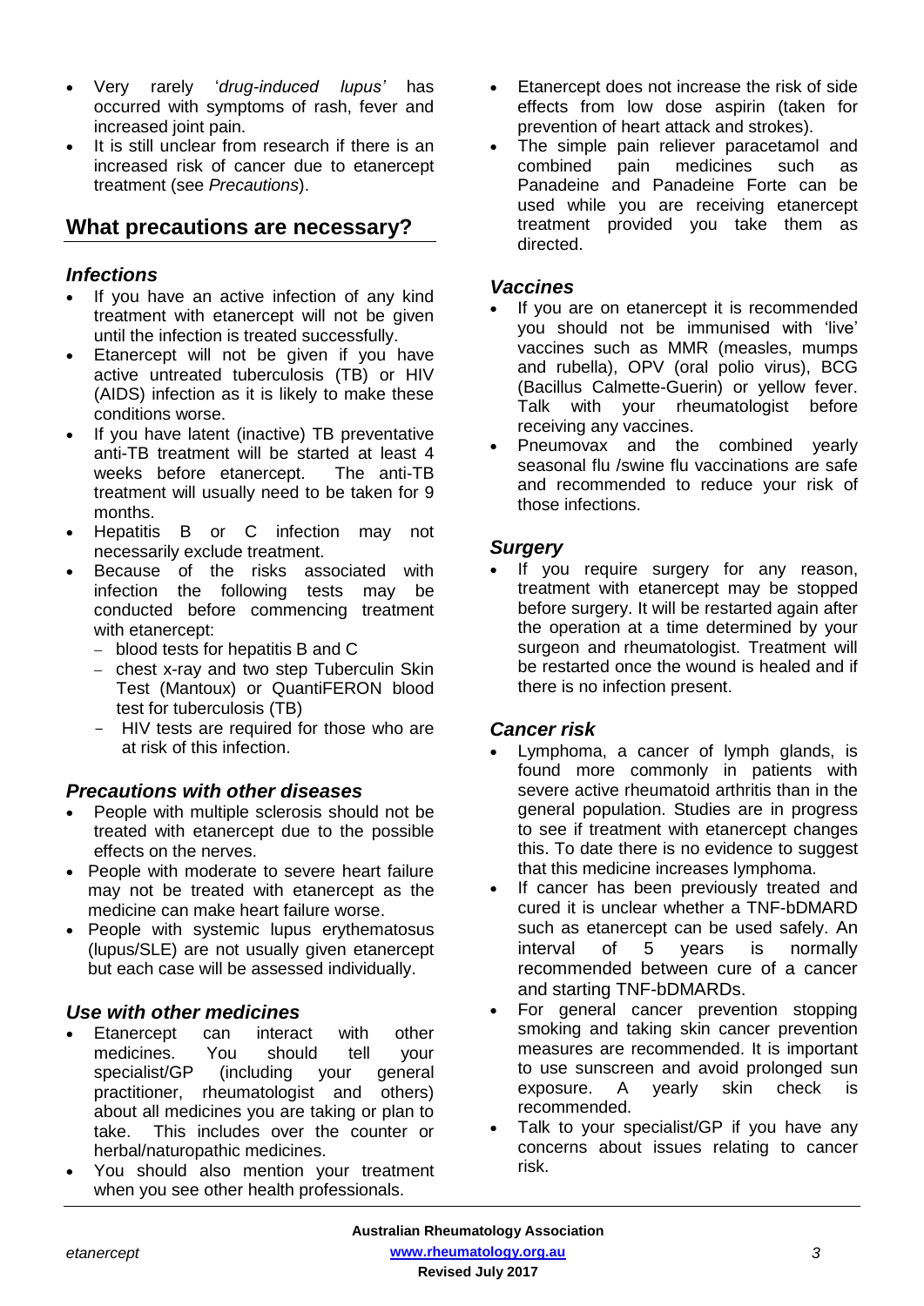- Very rarely '*drug-induced lupus'* has occurred with symptoms of rash, fever and increased joint pain.
- It is still unclear from research if there is an increased risk of cancer due to etanercept treatment (see *Precautions*).

## What precautions are necessary?

### *Infections*

- If you have an active infection of any kind treatment with etanercept will not be given until the infection is treated successfully.
- Etanercept will not be given if you have active untreated tuberculosis (TB) or HIV (AIDS) infection as it is likely to make these conditions worse.
- If you have latent (inactive) TB preventative anti-TB treatment will be started at least 4 weeks before etanercept. The anti-TB treatment will usually need to be taken for 9 months.
- Hepatitis B or C infection may not necessarily exclude treatment.
- Because of the risks associated with infection the following tests may be conducted before commencing treatment with etanercept:
  - blood tests for hepatitis B and C
  - chest x-ray and two step Tuberculin Skin Test (Mantoux) or QuantiFERON blood test for tuberculosis (TB)
  - HIV tests are required for those who are at risk of this infection.

### *Precautions with other diseases*

- People with multiple sclerosis should not be treated with etanercept due to the possible effects on the nerves.
- People with moderate to severe heart failure may not be treated with etanercept as the medicine can make heart failure worse.
- People with systemic lupus erythematosus (lupus/SLE) are not usually given etanercept but each case will be assessed individually.

### *Use with other medicines*

- Etanercept can interact with other medicines. You should tell your specialist/GP (including your general practitioner, rheumatologist and others) about all medicines you are taking or plan to take. This includes over the counter or herbal/naturopathic medicines.
- You should also mention your treatment when you see other health professionals.
- Etanercept does not increase the risk of side effects from low dose aspirin (taken for prevention of heart attack and strokes).
- The simple pain reliever paracetamol and combined pain medicines such as Panadeine and Panadeine Forte can be used while you are receiving etanercept treatment provided you take them as directed.

### *Vaccines*

- If you are on etanercept it is recommended you should not be immunised with 'live' vaccines such as MMR (measles, mumps and rubella), OPV (oral polio virus), BCG (Bacillus Calmette-Guerin) or yellow fever. Talk with your rheumatologist before receiving any vaccines.
- Pneumovax and the combined yearly seasonal flu /swine flu vaccinations are safe and recommended to reduce your risk of those infections.

### *Surgery*

- If you require surgery for any reason, treatment with etanercept may be stopped before surgery. It will be restarted again after the operation at a time determined by your surgeon and rheumatologist. Treatment will be restarted once the wound is healed and if there is no infection present.

### *Cancer risk*

- Lymphoma, a cancer of lymph glands, is found more commonly in patients with severe active rheumatoid arthritis than in the general population. Studies are in progress to see if treatment with etanercept changes this. To date there is no evidence to suggest that this medicine increases lymphoma.
- If cancer has been previously treated and cured it is unclear whether a TNF-bDMARD such as etanercept can be used safely. An interval of 5 years is normally recommended between cure of a cancer and starting TNF-bDMARDs.
- For general cancer prevention stopping smoking and taking skin cancer prevention measures are recommended. It is important to use sunscreen and avoid prolonged sun exposure. A yearly skin check is recommended.
- Talk to your specialist/GP if you have any concerns about issues relating to cancer risk.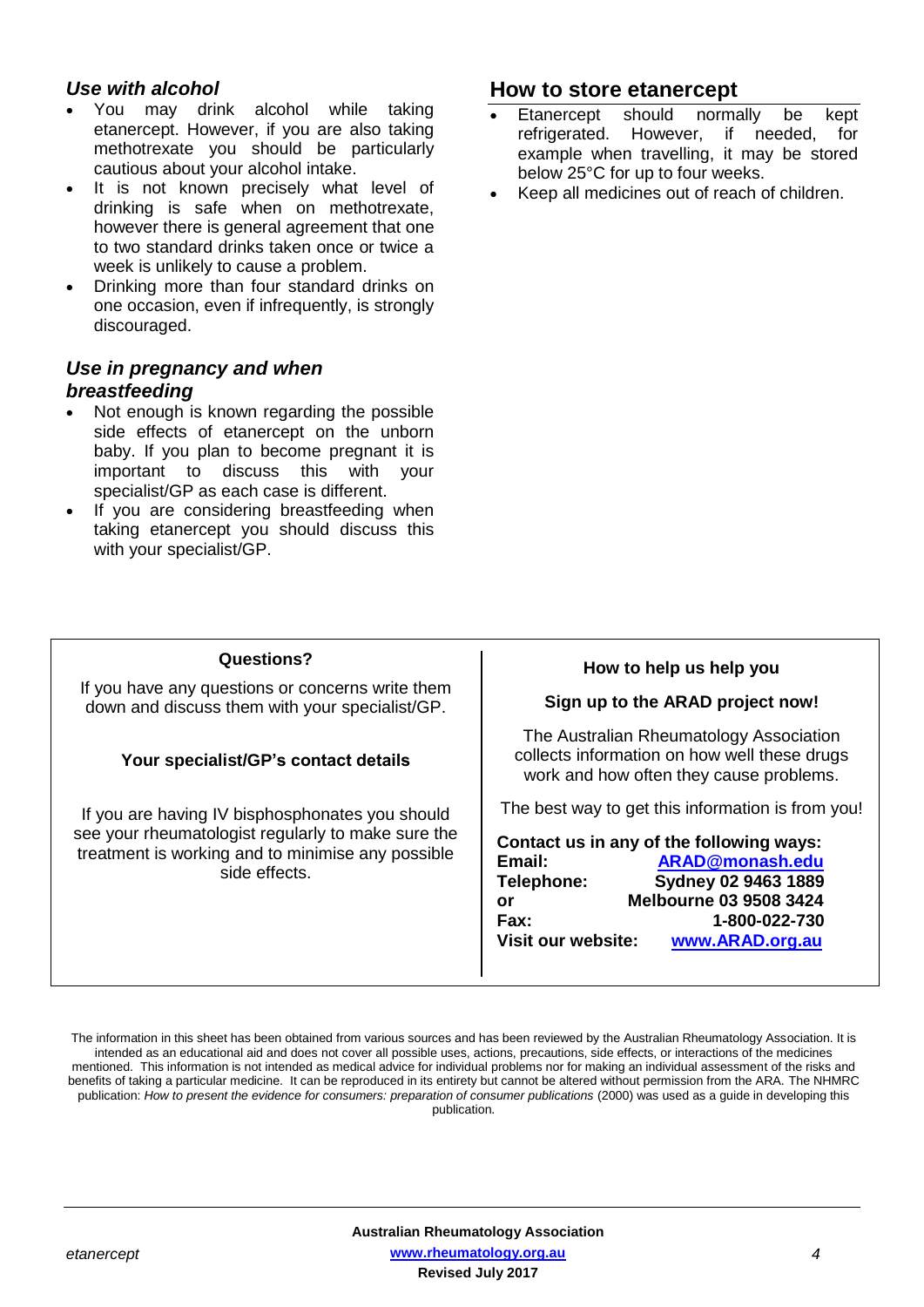### *Use with alcohol*

- You may drink alcohol while taking etanercept. However, if you are also taking methotrexate you should be particularly cautious about your alcohol intake.
- It is not known precisely what level of drinking is safe when on methotrexate, however there is general agreement that one to two standard drinks taken once or twice a week is unlikely to cause a problem.
- Drinking more than four standard drinks on one occasion, even if infrequently, is strongly discouraged.

### *Use in pregnancy and when breastfeeding*

- Not enough is known regarding the possible side effects of etanercept on the unborn baby. If you plan to become pregnant it is important to discuss this with your specialist/GP as each case is different.
- If you are considering breastfeeding when taking etanercept you should discuss this with your specialist/GP.

## How to store etanercept

- Etanercept should normally be kept refrigerated. However, if needed, for example when travelling, it may be stored below 25°C for up to four weeks.
- Keep all medicines out of reach of children.

**Questions?**

If you have any questions or concerns write them down and discuss them with your specialist/GP.

**Your specialist/GP's contact details**

If you are having IV bisphosphonates you should see your rheumatologist regularly to make sure the treatment is working and to minimise any possible side effects.

**How to help us help you**

**Sign up to the ARAD project now!**

The Australian Rheumatology Association collects information on how well these drugs work and how often they cause problems.

The best way to get this information is from you!

**Contact us in any of the following ways:**
**Email:** **ARAD@monash.edu**
**Telephone:** **Sydney 02 9463 1889**
**or** **Melbourne 03 9508 3424**
**Fax:** **1-800-022-730**
**Visit our website:** **www.ARAD.org.au**

The information in this sheet has been obtained from various sources and has been reviewed by the Australian Rheumatology Association. It is intended as an educational aid and does not cover all possible uses, actions, precautions, side effects, or interactions of the medicines mentioned. This information is not intended as medical advice for individual problems nor for making an individual assessment of the risks and benefits of taking a particular medicine. It can be reproduced in its entirety but cannot be altered without permission from the ARA. The NHMRC publication: *How to present the evidence for consumers: preparation of consumer publications* (2000) was used as a guide in developing this publication.